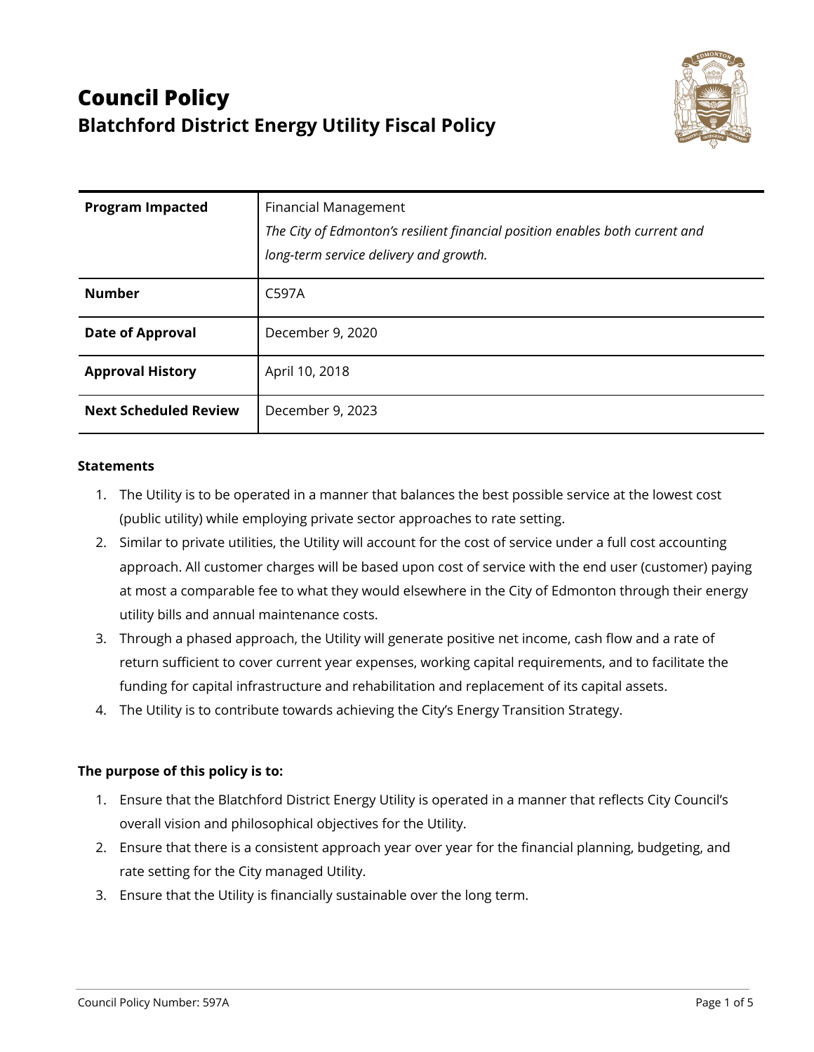# Council Policy
## Blatchford District Energy Utility Fiscal Policy

| | |
|---|---|
| **Program Impacted** | Financial Management<br>*The City of Edmonton's resilient financial position enables both current and long-term service delivery and growth.* |
| **Number** | C597A |
| **Date of Approval** | December 9, 2020 |
| **Approval History** | April 10, 2018 |
| **Next Scheduled Review** | December 9, 2023 |

**Statements**

1. The Utility is to be operated in a manner that balances the best possible service at the lowest cost (public utility) while employing private sector approaches to rate setting.
2. Similar to private utilities, the Utility will account for the cost of service under a full cost accounting approach. All customer charges will be based upon cost of service with the end user (customer) paying at most a comparable fee to what they would elsewhere in the City of Edmonton through their energy utility bills and annual maintenance costs.
3. Through a phased approach, the Utility will generate positive net income, cash flow and a rate of return sufficient to cover current year expenses, working capital requirements, and to facilitate the funding for capital infrastructure and rehabilitation and replacement of its capital assets.
4. The Utility is to contribute towards achieving the City's Energy Transition Strategy.

**The purpose of this policy is to:**

1. Ensure that the Blatchford District Energy Utility is operated in a manner that reflects City Council's overall vision and philosophical objectives for the Utility.
2. Ensure that there is a consistent approach year over year for the financial planning, budgeting, and rate setting for the City managed Utility.
3. Ensure that the Utility is financially sustainable over the long term.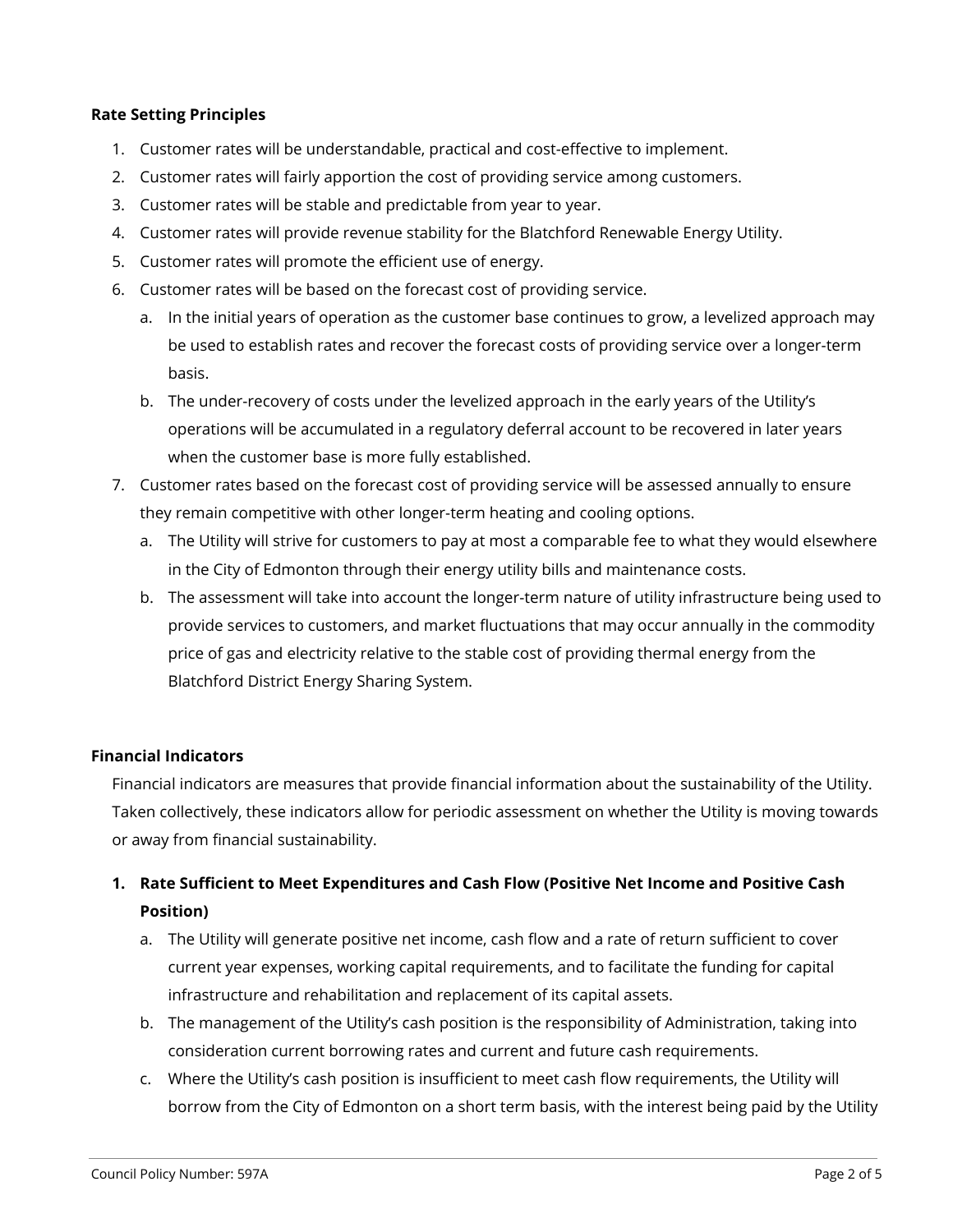**Rate Setting Principles**

1. Customer rates will be understandable, practical and cost-effective to implement.
2. Customer rates will fairly apportion the cost of providing service among customers.
3. Customer rates will be stable and predictable from year to year.
4. Customer rates will provide revenue stability for the Blatchford Renewable Energy Utility.
5. Customer rates will promote the efficient use of energy.
6. Customer rates will be based on the forecast cost of providing service.
   a. In the initial years of operation as the customer base continues to grow, a levelized approach may be used to establish rates and recover the forecast costs of providing service over a longer-term basis.
   b. The under-recovery of costs under the levelized approach in the early years of the Utility's operations will be accumulated in a regulatory deferral account to be recovered in later years when the customer base is more fully established.
7. Customer rates based on the forecast cost of providing service will be assessed annually to ensure they remain competitive with other longer-term heating and cooling options.
   a. The Utility will strive for customers to pay at most a comparable fee to what they would elsewhere in the City of Edmonton through their energy utility bills and maintenance costs.
   b. The assessment will take into account the longer-term nature of utility infrastructure being used to provide services to customers, and market fluctuations that may occur annually in the commodity price of gas and electricity relative to the stable cost of providing thermal energy from the Blatchford District Energy Sharing System.

**Financial Indicators**

Financial indicators are measures that provide financial information about the sustainability of the Utility. Taken collectively, these indicators allow for periodic assessment on whether the Utility is moving towards or away from financial sustainability.

1. **Rate Sufficient to Meet Expenditures and Cash Flow (Positive Net Income and Positive Cash Position)**
   a. The Utility will generate positive net income, cash flow and a rate of return sufficient to cover current year expenses, working capital requirements, and to facilitate the funding for capital infrastructure and rehabilitation and replacement of its capital assets.
   b. The management of the Utility's cash position is the responsibility of Administration, taking into consideration current borrowing rates and current and future cash requirements.
   c. Where the Utility's cash position is insufficient to meet cash flow requirements, the Utility will borrow from the City of Edmonton on a short term basis, with the interest being paid by the Utility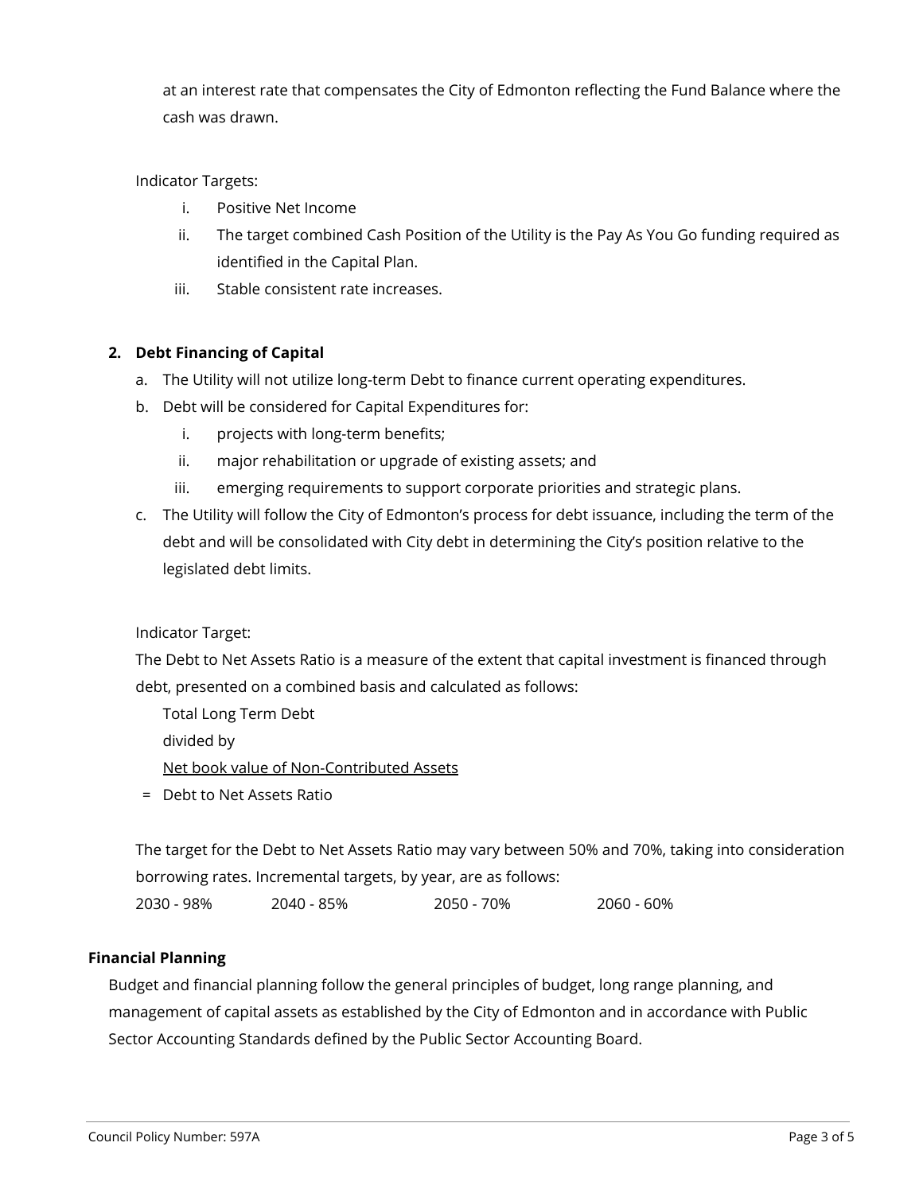at an interest rate that compensates the City of Edmonton reflecting the Fund Balance where the cash was drawn.

Indicator Targets:

i. Positive Net Income
ii. The target combined Cash Position of the Utility is the Pay As You Go funding required as identified in the Capital Plan.
iii. Stable consistent rate increases.

**2. Debt Financing of Capital**

a. The Utility will not utilize long-term Debt to finance current operating expenditures.
b. Debt will be considered for Capital Expenditures for:
   i. projects with long-term benefits;
   ii. major rehabilitation or upgrade of existing assets; and
   iii. emerging requirements to support corporate priorities and strategic plans.
c. The Utility will follow the City of Edmonton's process for debt issuance, including the term of the debt and will be consolidated with City debt in determining the City's position relative to the legislated debt limits.

Indicator Target:

The Debt to Net Assets Ratio is a measure of the extent that capital investment is financed through debt, presented on a combined basis and calculated as follows:

Total Long Term Debt
divided by
<u>Net book value of Non-Contributed Assets</u>
= Debt to Net Assets Ratio

The target for the Debt to Net Assets Ratio may vary between 50% and 70%, taking into consideration borrowing rates. Incremental targets, by year, are as follows:

2030 - 98%  2040 - 85%  2050 - 70%  2060 - 60%

**Financial Planning**

Budget and financial planning follow the general principles of budget, long range planning, and management of capital assets as established by the City of Edmonton and in accordance with Public Sector Accounting Standards defined by the Public Sector Accounting Board.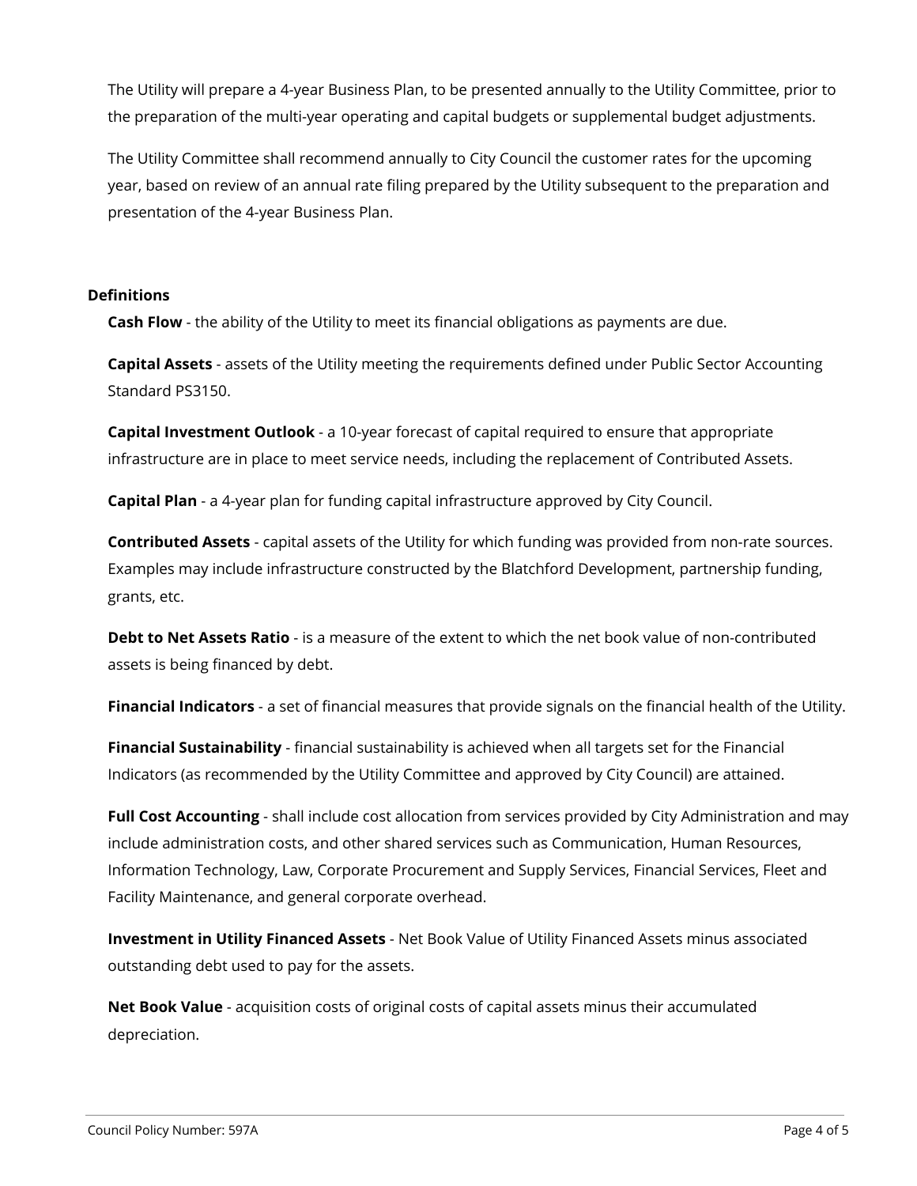The Utility will prepare a 4-year Business Plan, to be presented annually to the Utility Committee, prior to the preparation of the multi-year operating and capital budgets or supplemental budget adjustments.

The Utility Committee shall recommend annually to City Council the customer rates for the upcoming year, based on review of an annual rate filing prepared by the Utility subsequent to the preparation and presentation of the 4-year Business Plan.

## Definitions

**Cash Flow** - the ability of the Utility to meet its financial obligations as payments are due.

**Capital Assets** - assets of the Utility meeting the requirements defined under Public Sector Accounting Standard PS3150.

**Capital Investment Outlook** - a 10-year forecast of capital required to ensure that appropriate infrastructure are in place to meet service needs, including the replacement of Contributed Assets.

**Capital Plan** - a 4-year plan for funding capital infrastructure approved by City Council.

**Contributed Assets** - capital assets of the Utility for which funding was provided from non-rate sources. Examples may include infrastructure constructed by the Blatchford Development, partnership funding, grants, etc.

**Debt to Net Assets Ratio** - is a measure of the extent to which the net book value of non-contributed assets is being financed by debt.

**Financial Indicators** - a set of financial measures that provide signals on the financial health of the Utility.

**Financial Sustainability** - financial sustainability is achieved when all targets set for the Financial Indicators (as recommended by the Utility Committee and approved by City Council) are attained.

**Full Cost Accounting** - shall include cost allocation from services provided by City Administration and may include administration costs, and other shared services such as Communication, Human Resources, Information Technology, Law, Corporate Procurement and Supply Services, Financial Services, Fleet and Facility Maintenance, and general corporate overhead.

**Investment in Utility Financed Assets** - Net Book Value of Utility Financed Assets minus associated outstanding debt used to pay for the assets.

**Net Book Value** - acquisition costs of original costs of capital assets minus their accumulated depreciation.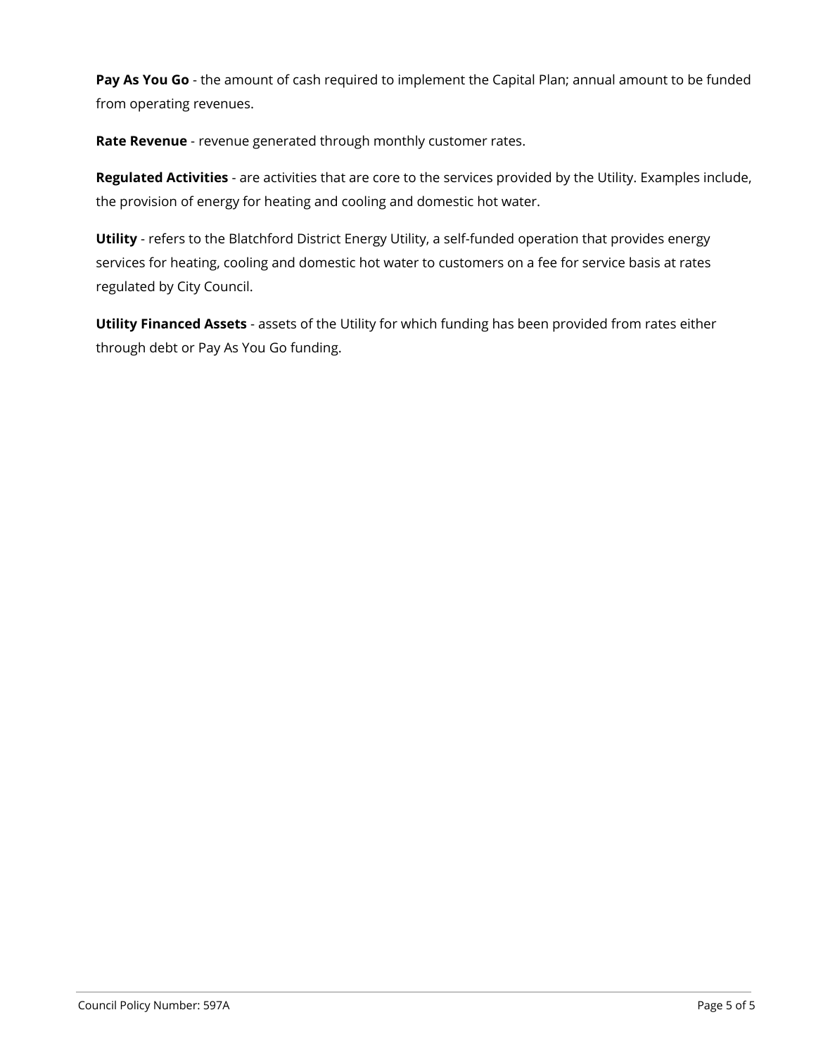**Pay As You Go** - the amount of cash required to implement the Capital Plan; annual amount to be funded from operating revenues.

**Rate Revenue** - revenue generated through monthly customer rates.

**Regulated Activities** - are activities that are core to the services provided by the Utility. Examples include, the provision of energy for heating and cooling and domestic hot water.

**Utility** - refers to the Blatchford District Energy Utility, a self-funded operation that provides energy services for heating, cooling and domestic hot water to customers on a fee for service basis at rates regulated by City Council.

**Utility Financed Assets** - assets of the Utility for which funding has been provided from rates either through debt or Pay As You Go funding.